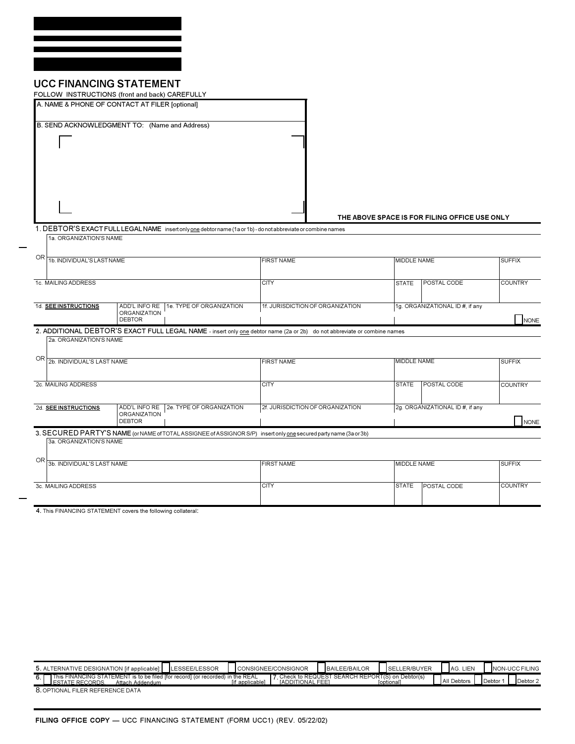# UCC FINANCING STATEMENT

FOLLOW INSTRUCTIONS (front and back) CAREFULLY

A. NAME & PHONE OF CONTACT AT FILER [optional]

B. SEND ACKNOWLEDGMENT TO: (Name and Address)

**THE ABOVE SPACE IS FOR FILING OFFICE USE ONLY**

**1. DEBTOR'S EXACT FULL LEGAL NAME** - insert only one debtor name (1a or 1b) - do not abbreviate or combine names

| 1a. ORGANIZATION'S NAME | | | | | | |
|---|---|---|---|---|---|---|
| **OR** 1b. INDIVIDUAL'S LAST NAME | | | FIRST NAME | MIDDLE NAME | | SUFFIX |
| 1c. MAILING ADDRESS | | | CITY | STATE | POSTAL CODE | COUNTRY |
| 1d. SEE INSTRUCTIONS | ADD'L INFO RE ORGANIZATION DEBTOR | 1e. TYPE OF ORGANIZATION | 1f. JURISDICTION OF ORGANIZATION | 1g. ORGANIZATIONAL ID #, if any | | ☐ NONE |

**2. ADDITIONAL DEBTOR'S EXACT FULL LEGAL NAME** - insert only one debtor name (2a or 2b) do not abbreviate or combine names

| 2a. ORGANIZATION'S NAME | | | | | | |
|---|---|---|---|---|---|---|
| **OR** 2b. INDIVIDUAL'S LAST NAME | | | FIRST NAME | MIDDLE NAME | | SUFFIX |
| 2c. MAILING ADDRESS | | | CITY | STATE | POSTAL CODE | COUNTRY |
| 2d. SEE INSTRUCTIONS | ADD'L INFO RE ORGANIZATION DEBTOR | 2e. TYPE OF ORGANIZATION | 2f. JURISDICTION OF ORGANIZATION | 2g. ORGANIZATIONAL ID #, if any | | ☐ NONE |

**3. SECURED PARTY'S NAME** (or NAME of TOTAL ASSIGNEE of ASSIGNOR S/P) insert only one secured party name (3a or 3b)

| 3a. ORGANIZATION'S NAME | | | | | |
|---|---|---|---|---|---|
| **OR** 3b. INDIVIDUAL'S LAST NAME | FIRST NAME | MIDDLE NAME | | SUFFIX |
| 3c. MAILING ADDRESS | CITY | STATE | POSTAL CODE | COUNTRY |

4. This FINANCING STATEMENT covers the following collateral:

5. ALTERNATIVE DESIGNATION [if applicable]: ☐ LESSEE/LESSOR ☐ CONSIGNEE/CONSIGNOR ☐ BAILEE/BAILOR ☐ SELLER/BUYER ☐ AG. LIEN ☐ NON-UCC FILING

6. ☐ This FINANCING STATEMENT is to be filed [for record] (or recorded) in the REAL ESTATE RECORDS. Attach Addendum [if applicable]

7. Check to REQUEST SEARCH REPORT(S) on Debtor(s) [ADDITIONAL FEE] [optional] ☐ All Debtors ☐ Debtor 1 ☐ Debtor 2

8. OPTIONAL FILER REFERENCE DATA

**FILING OFFICE COPY** — UCC FINANCING STATEMENT (FORM UCC1) (REV. 05/22/02)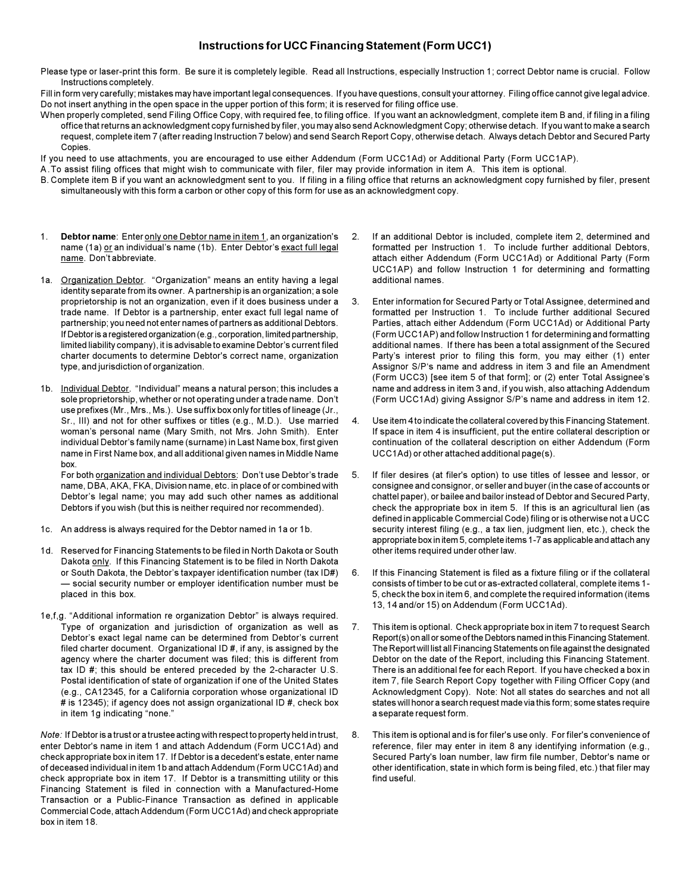## Instructions for UCC Financing Statement (Form UCC1)

Please type or laser-print this form. Be sure it is completely legible. Read all Instructions, especially Instruction 1; correct Debtor name is crucial. Follow Instructions completely.

Fill in form very carefully; mistakes may have important legal consequences. If you have questions, consult your attorney. Filing office cannot give legal advice.

Do not insert anything in the open space in the upper portion of this form; it is reserved for filing office use.

When properly completed, send Filing Office Copy, with required fee, to filing office. If you want an acknowledgment, complete item B and, if filing in a filing office that returns an acknowledgment copy furnished by filer, you may also send Acknowledgment Copy; otherwise detach. If you want to make a search request, complete item 7 (after reading Instruction 7 below) and send Search Report Copy, otherwise detach. Always detach Debtor and Secured Party Copies.

If you need to use attachments, you are encouraged to use either Addendum (Form UCC1Ad) or Additional Party (Form UCC1AP).

A. To assist filing offices that might wish to communicate with filer, filer may provide information in item A. This item is optional.

B. Complete item B if you want an acknowledgment sent to you. If filing in a filing office that returns an acknowledgment copy furnished by filer, present simultaneously with this form a carbon or other copy of this form for use as an acknowledgment copy.

1. **Debtor name**: Enter only one Debtor name in item 1, an organization's name (1a) or an individual's name (1b). Enter Debtor's exact full legal name. Don't abbreviate.

1a. Organization Debtor. "Organization" means an entity having a legal identity separate from its owner. A partnership is an organization; a sole proprietorship is not an organization, even if it does business under a trade name. If Debtor is a partnership, enter exact full legal name of partnership; you need not enter names of partners as additional Debtors. If Debtor is a registered organization (e.g., corporation, limited partnership, limited liability company), it is advisable to examine Debtor's current filed charter documents to determine Debtor's correct name, organization type, and jurisdiction of organization.

1b. Individual Debtor. "Individual" means a natural person; this includes a sole proprietorship, whether or not operating under a trade name. Don't use prefixes (Mr., Mrs., Ms.). Use suffix box only for titles of lineage (Jr., Sr., III) and not for other suffixes or titles (e.g., M.D.). Use married woman's personal name (Mary Smith, not Mrs. John Smith). Enter individual Debtor's family name (surname) in Last Name box, first given name in First Name box, and all additional given names in Middle Name box.

For both organization and individual Debtors: Don't use Debtor's trade name, DBA, AKA, FKA, Division name, etc. in place of or combined with Debtor's legal name; you may add such other names as additional Debtors if you wish (but this is neither required nor recommended).

1c. An address is always required for the Debtor named in 1a or 1b.

1d. Reserved for Financing Statements to be filed in North Dakota or South Dakota only. If this Financing Statement is to be filed in North Dakota or South Dakota, the Debtor's taxpayer identification number (tax ID#) — social security number or employer identification number must be placed in this box.

1e,f,g. "Additional information re organization Debtor" is always required. Type of organization and jurisdiction of organization as well as Debtor's exact legal name can be determined from Debtor's current filed charter document. Organizational ID #, if any, is assigned by the agency where the charter document was filed; this is different from tax ID #; this should be entered preceded by the 2-character U.S. Postal identification of state of organization if one of the United States (e.g., CA12345, for a California corporation whose organizational ID # is 12345); if agency does not assign organizational ID #, check box in item 1g indicating "none."

*Note:* If Debtor is a trust or a trustee acting with respect to property held in trust, enter Debtor's name in item 1 and attach Addendum (Form UCC1Ad) and check appropriate box in item 17. If Debtor is a decedent's estate, enter name of deceased individual in item 1b and attach Addendum (Form UCC1Ad) and check appropriate box in item 17. If Debtor is a transmitting utility or this Financing Statement is filed in connection with a Manufactured-Home Transaction or a Public-Finance Transaction as defined in applicable Commercial Code, attach Addendum (Form UCC1Ad) and check appropriate box in item 18.

2. If an additional Debtor is included, complete item 2, determined and formatted per Instruction 1. To include further additional Debtors, attach either Addendum (Form UCC1Ad) or Additional Party (Form UCC1AP) and follow Instruction 1 for determining and formatting additional names.

3. Enter information for Secured Party or Total Assignee, determined and formatted per Instruction 1. To include further additional Secured Parties, attach either Addendum (Form UCC1Ad) or Additional Party (Form UCC1AP) and follow Instruction 1 for determining and formatting additional names. If there has been a total assignment of the Secured Party's interest prior to filing this form, you may either (1) enter Assignor S/P's name and address in item 3 and file an Amendment (Form UCC3) [see item 5 of that form]; or (2) enter Total Assignee's name and address in item 3 and, if you wish, also attaching Addendum (Form UCC1Ad) giving Assignor S/P's name and address in item 12.

4. Use item 4 to indicate the collateral covered by this Financing Statement. If space in item 4 is insufficient, put the entire collateral description or continuation of the collateral description on either Addendum (Form UCC1Ad) or other attached additional page(s).

5. If filer desires (at filer's option) to use titles of lessee and lessor, or consignee and consignor, or seller and buyer (in the case of accounts or chattel paper), or bailee and bailor instead of Debtor and Secured Party, check the appropriate box in item 5. If this is an agricultural lien (as defined in applicable Commercial Code) filing or is otherwise not a UCC security interest filing (e.g., a tax lien, judgment lien, etc.), check the appropriate box in item 5, complete items 1-7 as applicable and attach any other items required under other law.

6. If this Financing Statement is filed as a fixture filing or if the collateral consists of timber to be cut or as-extracted collateral, complete items 1-5, check the box in item 6, and complete the required information (items 13, 14 and/or 15) on Addendum (Form UCC1Ad).

7. This item is optional. Check appropriate box in item 7 to request Search Report(s) on all or some of the Debtors named in this Financing Statement. The Report will list all Financing Statements on file against the designated Debtor on the date of the Report, including this Financing Statement. There is an additional fee for each Report. If you have checked a box in item 7, file Search Report Copy together with Filing Officer Copy (and Acknowledgment Copy). Note: Not all states do searches and not all states will honor a search request made via this form; some states require a separate request form.

8. This item is optional and is for filer's use only. For filer's convenience of reference, filer may enter in item 8 any identifying information (e.g., Secured Party's loan number, law firm file number, Debtor's name or other identification, state in which form is being filed, etc.) that filer may find useful.